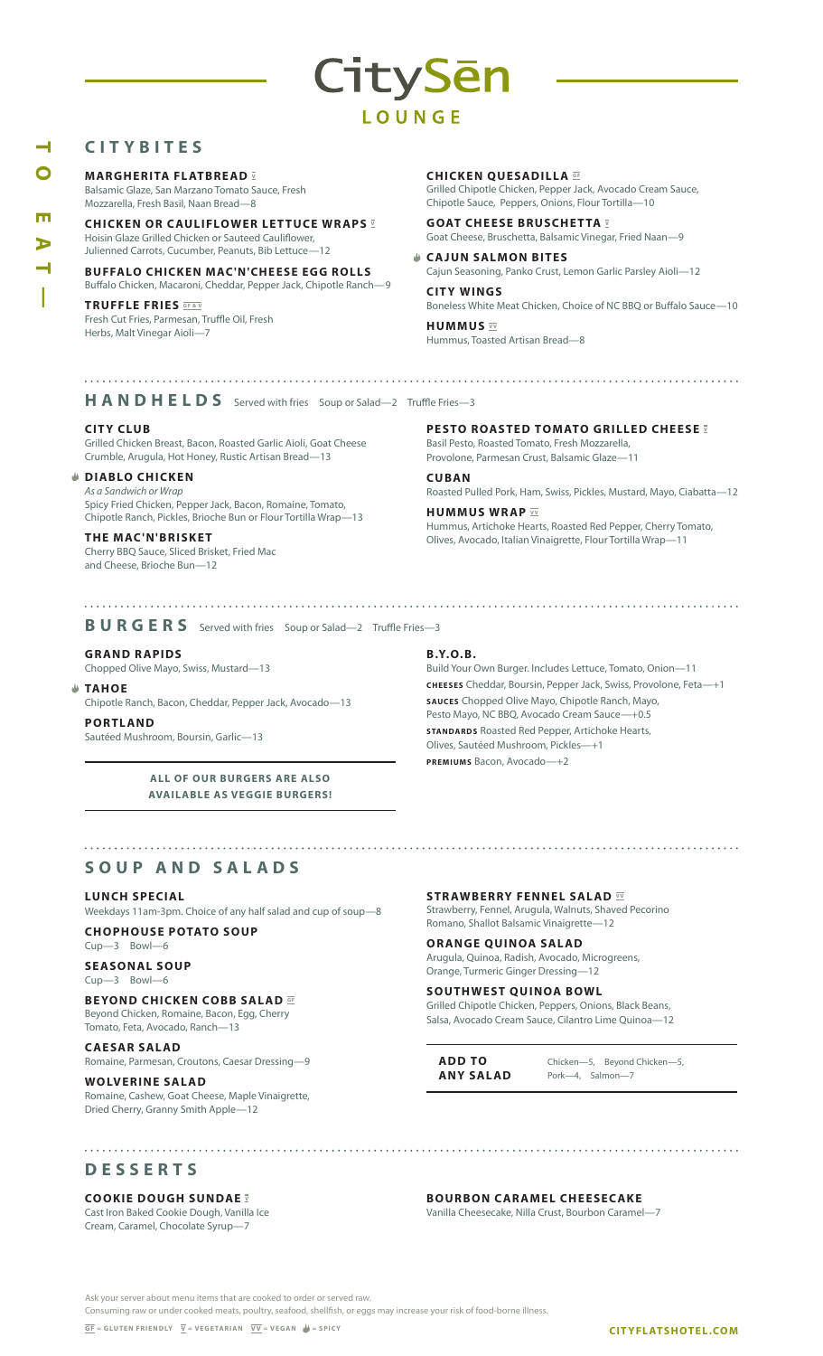# CitySēn

## LOUNGE

TO EAT —

## CITYBITES

**MARGHERITA FLATBREAD** V
Balsamic Glaze, San Marzano Tomato Sauce, Fresh Mozzarella, Fresh Basil, Naan Bread—8

**CHICKEN OR CAULIFLOWER LETTUCE WRAPS** V
Hoisin Glaze Grilled Chicken or Sauteed Cauliflower, Julienned Carrots, Cucumber, Peanuts, Bib Lettuce—12

**BUFFALO CHICKEN MAC'N'CHEESE EGG ROLLS**
Buffalo Chicken, Macaroni, Cheddar, Pepper Jack, Chipotle Ranch—9

**TRUFFLE FRIES** GF & V
Fresh Cut Fries, Parmesan, Truffle Oil, Fresh Herbs, Malt Vinegar Aioli—7

**CHICKEN QUESADILLA** GF
Grilled Chipotle Chicken, Pepper Jack, Avocado Cream Sauce, Chipotle Sauce, Peppers, Onions, Flour Tortilla—10

**GOAT CHEESE BRUSCHETTA** V
Goat Cheese, Bruschetta, Balsamic Vinegar, Fried Naan—9

**CAJUN SALMON BITES** (Spicy)
Cajun Seasoning, Panko Crust, Lemon Garlic Parsley Aioli—12

**CITY WINGS**
Boneless White Meat Chicken, Choice of NC BBQ or Buffalo Sauce—10

**HUMMUS** VV
Hummus, Toasted Artisan Bread—8

## HANDHELDS

Served with fries Soup or Salad—2 Truffle Fries—3

**CITY CLUB**
Grilled Chicken Breast, Bacon, Roasted Garlic Aioli, Goat Cheese Crumble, Arugula, Hot Honey, Rustic Artisan Bread—13

**DIABLO CHICKEN** (Spicy)
*As a Sandwich or Wrap*
Spicy Fried Chicken, Pepper Jack, Bacon, Romaine, Tomato, Chipotle Ranch, Pickles, Brioche Bun or Flour Tortilla Wrap—13

**THE MAC'N'BRISKET**
Cherry BBQ Sauce, Sliced Brisket, Fried Mac and Cheese, Brioche Bun—12

**PESTO ROASTED TOMATO GRILLED CHEESE** V
Basil Pesto, Roasted Tomato, Fresh Mozzarella, Provolone, Parmesan Crust, Balsamic Glaze—11

**CUBAN**
Roasted Pulled Pork, Ham, Swiss, Pickles, Mustard, Mayo, Ciabatta—12

**HUMMUS WRAP** VV
Hummus, Artichoke Hearts, Roasted Red Pepper, Cherry Tomato, Olives, Avocado, Italian Vinaigrette, Flour Tortilla Wrap—11

## BURGERS

Served with fries Soup or Salad—2 Truffle Fries—3

**GRAND RAPIDS**
Chopped Olive Mayo, Swiss, Mustard—13

**TAHOE** (Spicy)
Chipotle Ranch, Bacon, Cheddar, Pepper Jack, Avocado—13

**PORTLAND**
Sautéed Mushroom, Boursin, Garlic—13

**ALL OF OUR BURGERS ARE ALSO AVAILABLE AS VEGGIE BURGERS!**

**B.Y.O.B.**
Build Your Own Burger. Includes Lettuce, Tomato, Onion—11

**CHEESES** Cheddar, Boursin, Pepper Jack, Swiss, Provolone, Feta—+1

**SAUCES** Chopped Olive Mayo, Chipotle Ranch, Mayo, Pesto Mayo, NC BBQ, Avocado Cream Sauce—+0.5

**STANDARDS** Roasted Red Pepper, Artichoke Hearts, Olives, Sautéed Mushroom, Pickles—+1

**PREMIUMS** Bacon, Avocado—+2

## SOUP AND SALADS

**LUNCH SPECIAL**
Weekdays 11am-3pm. Choice of any half salad and cup of soup—8

**CHOPHOUSE POTATO SOUP**
Cup—3 Bowl—6

**SEASONAL SOUP**
Cup—3 Bowl—6

**BEYOND CHICKEN COBB SALAD** GF
Beyond Chicken, Romaine, Bacon, Egg, Cherry Tomato, Feta, Avocado, Ranch—13

**CAESAR SALAD**
Romaine, Parmesan, Croutons, Caesar Dressing—9

**WOLVERINE SALAD**
Romaine, Cashew, Goat Cheese, Maple Vinaigrette, Dried Cherry, Granny Smith Apple—12

**STRAWBERRY FENNEL SALAD** VV
Strawberry, Fennel, Arugula, Walnuts, Shaved Pecorino Romano, Shallot Balsamic Vinaigrette—12

**ORANGE QUINOA SALAD**
Arugula, Quinoa, Radish, Avocado, Microgreens, Orange, Turmeric Ginger Dressing—12

**SOUTHWEST QUINOA BOWL**
Grilled Chipotle Chicken, Peppers, Onions, Black Beans, Salsa, Avocado Cream Sauce, Cilantro Lime Quinoa—12

**ADD TO ANY SALAD** Chicken—5, Beyond Chicken—5, Pork—4, Salmon—7

## DESSERTS

**COOKIE DOUGH SUNDAE** V
Cast Iron Baked Cookie Dough, Vanilla Ice Cream, Caramel, Chocolate Syrup—7

**BOURBON CARAMEL CHEESECAKE**
Vanilla Cheesecake, Nilla Crust, Bourbon Caramel—7

Ask your server about menu items that are cooked to order or served raw.
Consuming raw or under cooked meats, poultry, seafood, shellfish, or eggs may increase your risk of food-borne illness.

GF = GLUTEN FRIENDLY V = VEGETARIAN VV = VEGAN (flame icon) = SPICY

CITYFLATSHOTEL.COM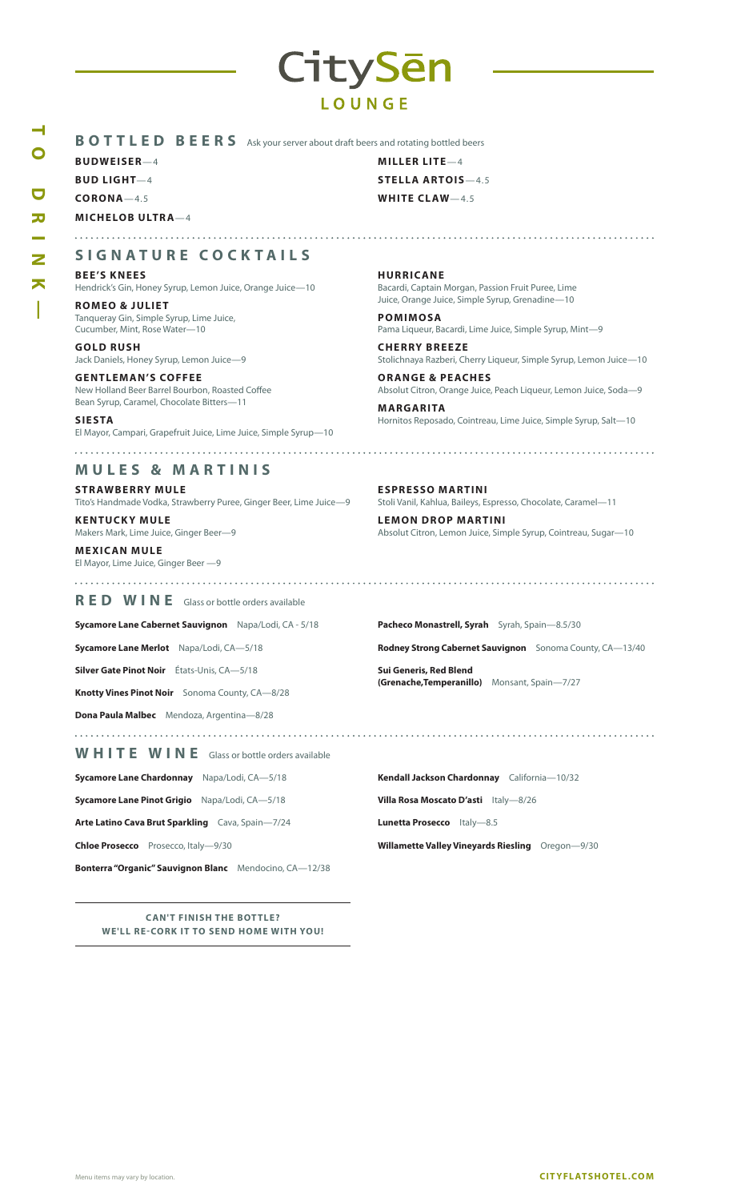# CitySēn

## LOUNGE

TO DRINK —

## BOTTLED BEERS

Ask your server about draft beers and rotating bottled beers

**BUDWEISER**—4

**BUD LIGHT**—4

**CORONA**—4.5

**MICHELOB ULTRA**—4

**MILLER LITE**—4

**STELLA ARTOIS**—4.5

**WHITE CLAW**—4.5

## SIGNATURE COCKTAILS

**BEE'S KNEES**
Hendrick's Gin, Honey Syrup, Lemon Juice, Orange Juice—10

**ROMEO & JULIET**
Tanqueray Gin, Simple Syrup, Lime Juice, Cucumber, Mint, Rose Water—10

**GOLD RUSH**
Jack Daniels, Honey Syrup, Lemon Juice—9

**GENTLEMAN'S COFFEE**
New Holland Beer Barrel Bourbon, Roasted Coffee Bean Syrup, Caramel, Chocolate Bitters—11

**SIESTA**
El Mayor, Campari, Grapefruit Juice, Lime Juice, Simple Syrup—10

**HURRICANE**
Bacardi, Captain Morgan, Passion Fruit Puree, Lime Juice, Orange Juice, Simple Syrup, Grenadine—10

**POMIMOSA**
Pama Liqueur, Bacardi, Lime Juice, Simple Syrup, Mint—9

**CHERRY BREEZE**
Stolichnaya Razberi, Cherry Liqueur, Simple Syrup, Lemon Juice—10

**ORANGE & PEACHES**
Absolut Citron, Orange Juice, Peach Liqueur, Lemon Juice, Soda—9

**MARGARITA**
Hornitos Reposado, Cointreau, Lime Juice, Simple Syrup, Salt—10

## MULES & MARTINIS

**STRAWBERRY MULE**
Tito's Handmade Vodka, Strawberry Puree, Ginger Beer, Lime Juice—9

**KENTUCKY MULE**
Makers Mark, Lime Juice, Ginger Beer—9

**MEXICAN MULE**
El Mayor, Lime Juice, Ginger Beer —9

**ESPRESSO MARTINI**
Stoli Vanil, Kahlua, Baileys, Espresso, Chocolate, Caramel—11

**LEMON DROP MARTINI**
Absolut Citron, Lemon Juice, Simple Syrup, Cointreau, Sugar—10

## RED WINE

Glass or bottle orders available

**Sycamore Lane Cabernet Sauvignon** Napa/Lodi, CA - 5/18

**Sycamore Lane Merlot** Napa/Lodi, CA—5/18

**Silver Gate Pinot Noir** États-Unis, CA—5/18

**Knotty Vines Pinot Noir** Sonoma County, CA—8/28

**Dona Paula Malbec** Mendoza, Argentina—8/28

**Pacheco Monastrell, Syrah** Syrah, Spain—8.5/30

**Rodney Strong Cabernet Sauvignon** Sonoma County, CA—13/40

**Sui Generis, Red Blend (Grenache,Temperanillo)** Monsant, Spain—7/27

## WHITE WINE

Glass or bottle orders available

**Sycamore Lane Chardonnay** Napa/Lodi, CA—5/18

**Sycamore Lane Pinot Grigio** Napa/Lodi, CA—5/18

**Arte Latino Cava Brut Sparkling** Cava, Spain—7/24

**Chloe Prosecco** Prosecco, Italy—9/30

**Bonterra "Organic" Sauvignon Blanc** Mendocino, CA—12/38

**Kendall Jackson Chardonnay** California—10/32

**Villa Rosa Moscato D'asti** Italy—8/26

**Lunetta Prosecco** Italy—8.5

**Willamette Valley Vineyards Riesling** Oregon—9/30

**CAN'T FINISH THE BOTTLE?**
**WE'LL RE-CORK IT TO SEND HOME WITH YOU!**

Menu items may vary by location.

**CITYFLATSHOTEL.COM**